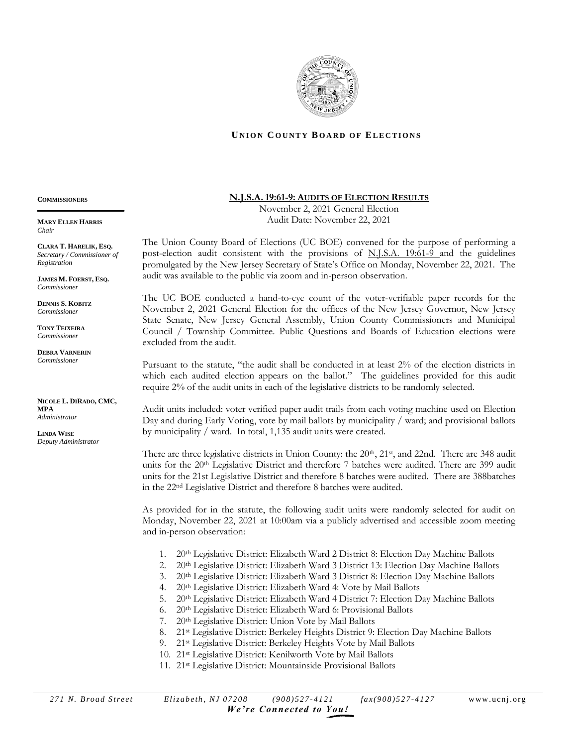# Union County Board of Elections

**Commissioners**

**Mary Ellen Harris**
*Chair*

**Clara T. Harelik, Esq.**
*Secretary / Commissioner of Registration*

**James M. Foerst, Esq.**
*Commissioner*

**Dennis S. Kobitz**
*Commissioner*

**Tony Teixeira**
*Commissioner*

**Debra Varnerin**
*Commissioner*

**Nicole L. DiRado, CMC, MPA**
*Administrator*

**Linda Wise**
*Deputy Administrator*

## N.J.S.A. 19:61-9: Audits of Election Results

November 2, 2021 General Election
Audit Date: November 22, 2021

The Union County Board of Elections (UC BOE) convened for the purpose of performing a post-election audit consistent with the provisions of N.J.S.A. 19:61-9 and the guidelines promulgated by the New Jersey Secretary of State's Office on Monday, November 22, 2021. The audit was available to the public via zoom and in-person observation.

The UC BOE conducted a hand-to-eye count of the voter-verifiable paper records for the November 2, 2021 General Election for the offices of the New Jersey Governor, New Jersey State Senate, New Jersey General Assembly, Union County Commissioners and Municipal Council / Township Committee. Public Questions and Boards of Education elections were excluded from the audit.

Pursuant to the statute, "the audit shall be conducted in at least 2% of the election districts in which each audited election appears on the ballot." The guidelines provided for this audit require 2% of the audit units in each of the legislative districts to be randomly selected.

Audit units included: voter verified paper audit trails from each voting machine used on Election Day and during Early Voting, vote by mail ballots by municipality / ward; and provisional ballots by municipality / ward. In total, 1,135 audit units were created.

There are three legislative districts in Union County: the 20th, 21st, and 22nd. There are 348 audit units for the 20th Legislative District and therefore 7 batches were audited. There are 399 audit units for the 21st Legislative District and therefore 8 batches were audited. There are 388batches in the 22nd Legislative District and therefore 8 batches were audited.

As provided for in the statute, the following audit units were randomly selected for audit on Monday, November 22, 2021 at 10:00am via a publicly advertised and accessible zoom meeting and in-person observation:

1. 20th Legislative District: Elizabeth Ward 2 District 8: Election Day Machine Ballots
2. 20th Legislative District: Elizabeth Ward 3 District 13: Election Day Machine Ballots
3. 20th Legislative District: Elizabeth Ward 3 District 8: Election Day Machine Ballots
4. 20th Legislative District: Elizabeth Ward 4: Vote by Mail Ballots
5. 20th Legislative District: Elizabeth Ward 4 District 7: Election Day Machine Ballots
6. 20th Legislative District: Elizabeth Ward 6: Provisional Ballots
7. 20th Legislative District: Union Vote by Mail Ballots
8. 21st Legislative District: Berkeley Heights District 9: Election Day Machine Ballots
9. 21st Legislative District: Berkeley Heights Vote by Mail Ballots
10. 21st Legislative District: Kenilworth Vote by Mail Ballots
11. 21st Legislative District: Mountainside Provisional Ballots

*271 N. Broad Street Elizabeth, NJ 07208 (908)527-4121 fax(908)527-4127 www.ucnj.org*
***We're Connected to You!***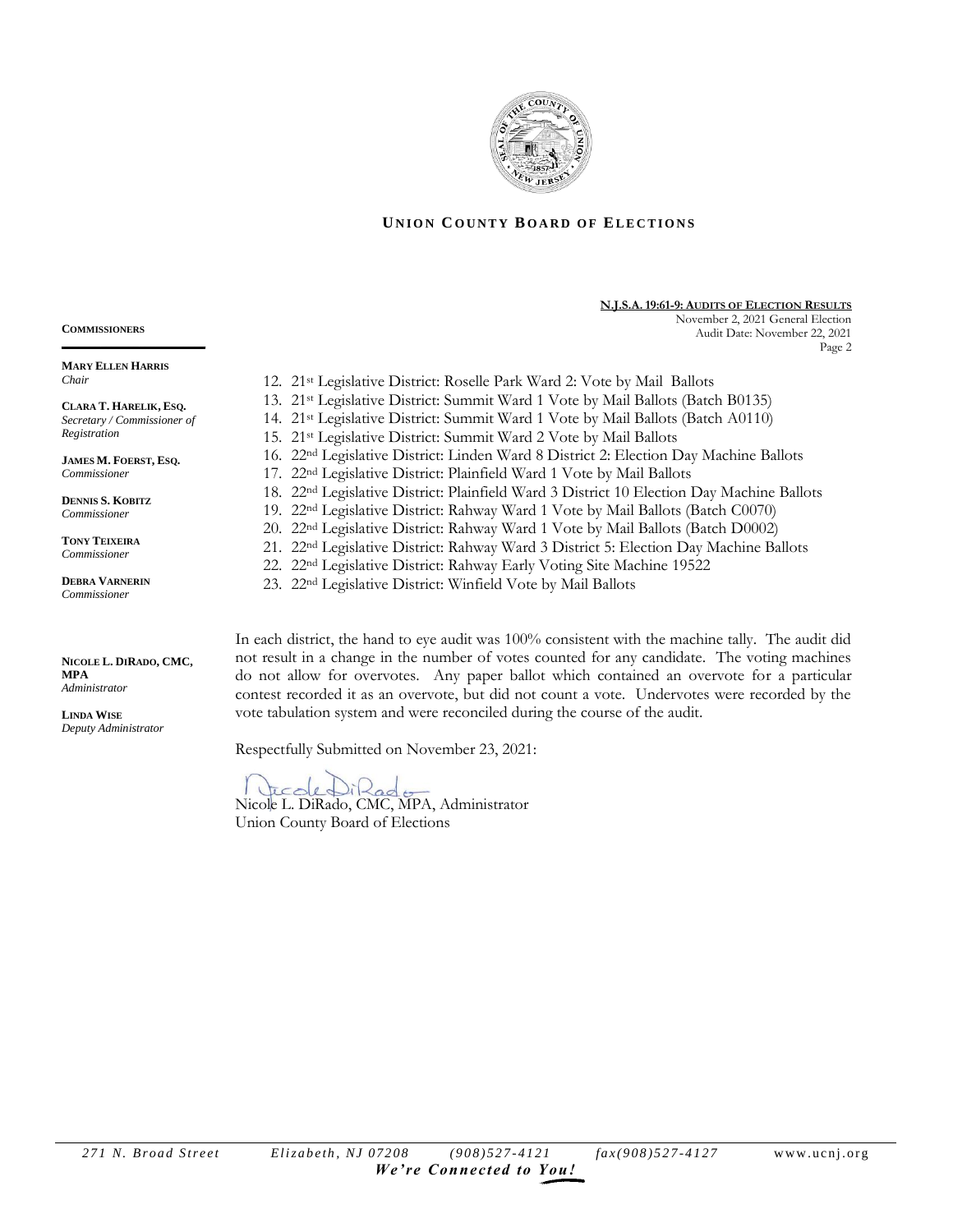## UNION COUNTY BOARD OF ELECTIONS

**COMMISSIONERS**

**MARY ELLEN HARRIS**
*Chair*

**CLARA T. HARELIK, ESQ.**
*Secretary / Commissioner of Registration*

**JAMES M. FOERST, ESQ.**
*Commissioner*

**DENNIS S. KOBITZ**
*Commissioner*

**TONY TEIXEIRA**
*Commissioner*

**DEBRA VARNERIN**
*Commissioner*

**NICOLE L. DIRADO, CMC, MPA**
*Administrator*

**LINDA WISE**
*Deputy Administrator*

**N.J.S.A. 19:61-9: AUDITS OF ELECTION RESULTS**
November 2, 2021 General Election
Audit Date: November 22, 2021

12. 21st Legislative District: Roselle Park Ward 2: Vote by Mail Ballots
13. 21st Legislative District: Summit Ward 1 Vote by Mail Ballots (Batch B0135)
14. 21st Legislative District: Summit Ward 1 Vote by Mail Ballots (Batch A0110)
15. 21st Legislative District: Summit Ward 2 Vote by Mail Ballots
16. 22nd Legislative District: Linden Ward 8 District 2: Election Day Machine Ballots
17. 22nd Legislative District: Plainfield Ward 1 Vote by Mail Ballots
18. 22nd Legislative District: Plainfield Ward 3 District 10 Election Day Machine Ballots
19. 22nd Legislative District: Rahway Ward 1 Vote by Mail Ballots (Batch C0070)
20. 22nd Legislative District: Rahway Ward 1 Vote by Mail Ballots (Batch D0002)
21. 22nd Legislative District: Rahway Ward 3 District 5: Election Day Machine Ballots
22. 22nd Legislative District: Rahway Early Voting Site Machine 19522
23. 22nd Legislative District: Winfield Vote by Mail Ballots

In each district, the hand to eye audit was 100% consistent with the machine tally. The audit did not result in a change in the number of votes counted for any candidate. The voting machines do not allow for overvotes. Any paper ballot which contained an overvote for a particular contest recorded it as an overvote, but did not count a vote. Undervotes were recorded by the vote tabulation system and were reconciled during the course of the audit.

Respectfully Submitted on November 23, 2021:

Nicole L. DiRado, CMC, MPA, Administrator
Union County Board of Elections

*271 N. Broad Street Elizabeth, NJ 07208 (908)527-4121 fax(908)527-4127 www.ucnj.org*
***We're Connected to You!***